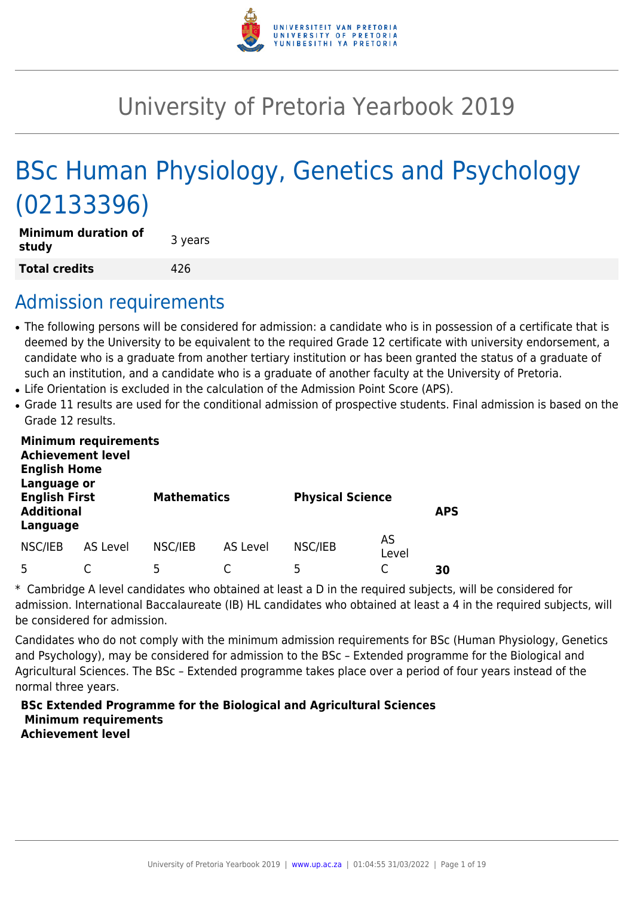# University of Pretoria Yearbook 2019

# BSc Human Physiology, Genetics and Psychology (02133396)

| **Minimum duration of study** | 3 years |
|---|---|
| **Total credits** | 426 |

## Admission requirements

- The following persons will be considered for admission: a candidate who is in possession of a certificate that is deemed by the University to be equivalent to the required Grade 12 certificate with university endorsement, a candidate who is a graduate from another tertiary institution or has been granted the status of a graduate of such an institution, and a candidate who is a graduate of another faculty at the University of Pretoria.
- Life Orientation is excluded in the calculation of the Admission Point Score (APS).
- Grade 11 results are used for the conditional admission of prospective students. Final admission is based on the Grade 12 results.

| **Minimum requirements Achievement level English Home Language or English First Additional Language** | | **Mathematics** | | **Physical Science** | | **APS** |
|---|---|---|---|---|---|---|
| NSC/IEB | AS Level | NSC/IEB | AS Level | NSC/IEB | AS Level | |
| 5 | C | 5 | C | 5 | C | **30** |

* Cambridge A level candidates who obtained at least a D in the required subjects, will be considered for admission. International Baccalaureate (IB) HL candidates who obtained at least a 4 in the required subjects, will be considered for admission.

Candidates who do not comply with the minimum admission requirements for BSc (Human Physiology, Genetics and Psychology), may be considered for admission to the BSc – Extended programme for the Biological and Agricultural Sciences. The BSc – Extended programme takes place over a period of four years instead of the normal three years.

**BSc Extended Programme for the Biological and Agricultural Sciences**
**Minimum requirements**
**Achievement level**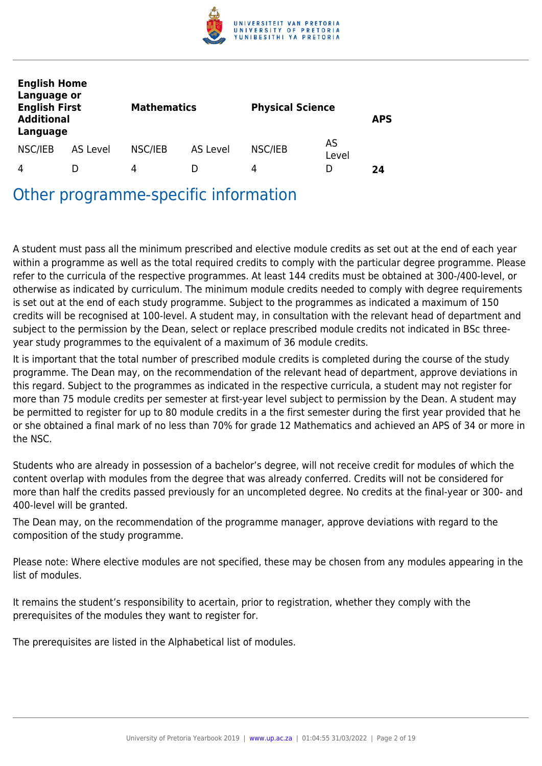| English Home Language or English First Additional Language | | Mathematics | | Physical Science | | APS |
|---|---|---|---|---|---|---|
| NSC/IEB | AS Level | NSC/IEB | AS Level | NSC/IEB | AS Level | |
| 4 | D | 4 | D | 4 | D | **24** |

## Other programme-specific information

A student must pass all the minimum prescribed and elective module credits as set out at the end of each year within a programme as well as the total required credits to comply with the particular degree programme. Please refer to the curricula of the respective programmes. At least 144 credits must be obtained at 300-/400-level, or otherwise as indicated by curriculum. The minimum module credits needed to comply with degree requirements is set out at the end of each study programme. Subject to the programmes as indicated a maximum of 150 credits will be recognised at 100-level. A student may, in consultation with the relevant head of department and subject to the permission by the Dean, select or replace prescribed module credits not indicated in BSc three-year study programmes to the equivalent of a maximum of 36 module credits.

It is important that the total number of prescribed module credits is completed during the course of the study programme. The Dean may, on the recommendation of the relevant head of department, approve deviations in this regard. Subject to the programmes as indicated in the respective curricula, a student may not register for more than 75 module credits per semester at first-year level subject to permission by the Dean. A student may be permitted to register for up to 80 module credits in a the first semester during the first year provided that he or she obtained a final mark of no less than 70% for grade 12 Mathematics and achieved an APS of 34 or more in the NSC.

Students who are already in possession of a bachelor's degree, will not receive credit for modules of which the content overlap with modules from the degree that was already conferred. Credits will not be considered for more than half the credits passed previously for an uncompleted degree. No credits at the final-year or 300- and 400-level will be granted.

The Dean may, on the recommendation of the programme manager, approve deviations with regard to the composition of the study programme.

Please note: Where elective modules are not specified, these may be chosen from any modules appearing in the list of modules.

It remains the student's responsibility to acertain, prior to registration, whether they comply with the prerequisites of the modules they want to register for.

The prerequisites are listed in the Alphabetical list of modules.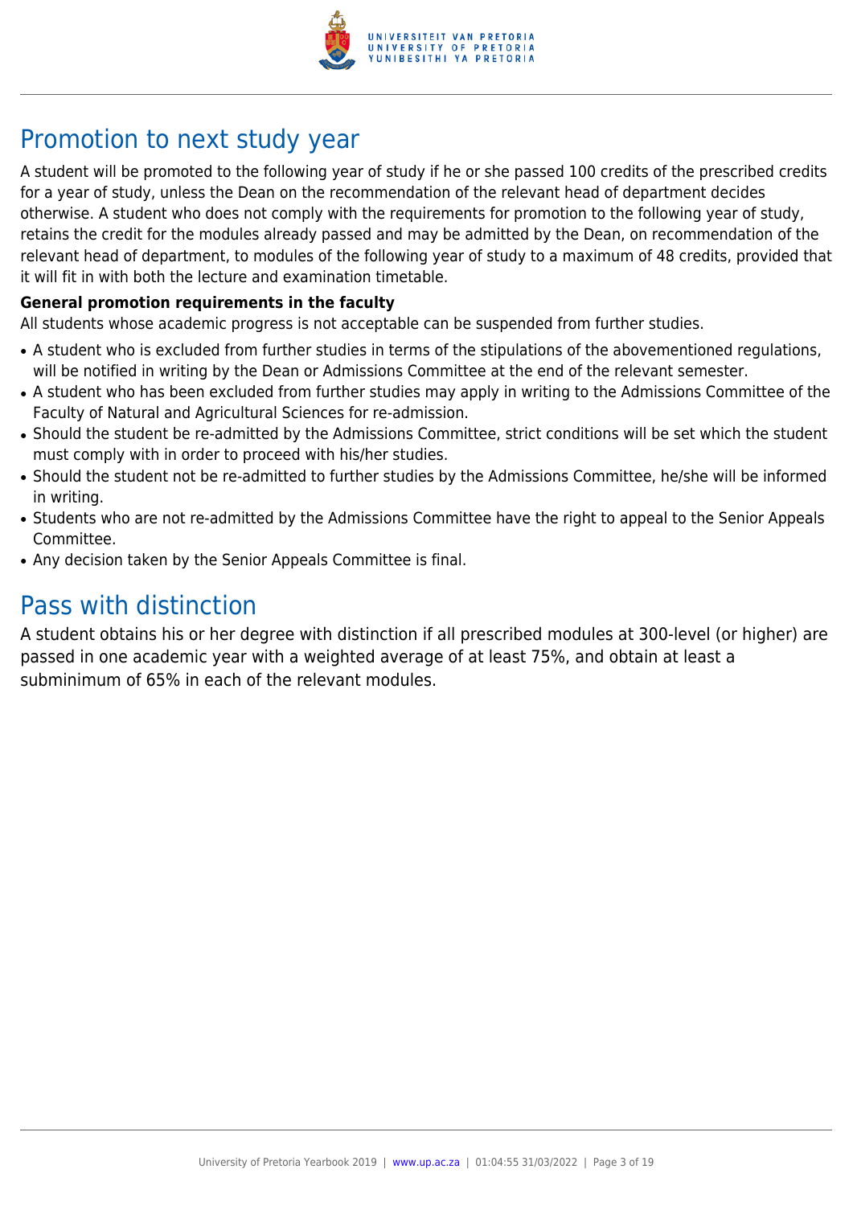## Promotion to next study year

A student will be promoted to the following year of study if he or she passed 100 credits of the prescribed credits for a year of study, unless the Dean on the recommendation of the relevant head of department decides otherwise. A student who does not comply with the requirements for promotion to the following year of study, retains the credit for the modules already passed and may be admitted by the Dean, on recommendation of the relevant head of department, to modules of the following year of study to a maximum of 48 credits, provided that it will fit in with both the lecture and examination timetable.

**General promotion requirements in the faculty**

All students whose academic progress is not acceptable can be suspended from further studies.

- A student who is excluded from further studies in terms of the stipulations of the abovementioned regulations, will be notified in writing by the Dean or Admissions Committee at the end of the relevant semester.
- A student who has been excluded from further studies may apply in writing to the Admissions Committee of the Faculty of Natural and Agricultural Sciences for re-admission.
- Should the student be re-admitted by the Admissions Committee, strict conditions will be set which the student must comply with in order to proceed with his/her studies.
- Should the student not be re-admitted to further studies by the Admissions Committee, he/she will be informed in writing.
- Students who are not re-admitted by the Admissions Committee have the right to appeal to the Senior Appeals Committee.
- Any decision taken by the Senior Appeals Committee is final.

## Pass with distinction

A student obtains his or her degree with distinction if all prescribed modules at 300-level (or higher) are passed in one academic year with a weighted average of at least 75%, and obtain at least a subminimum of 65% in each of the relevant modules.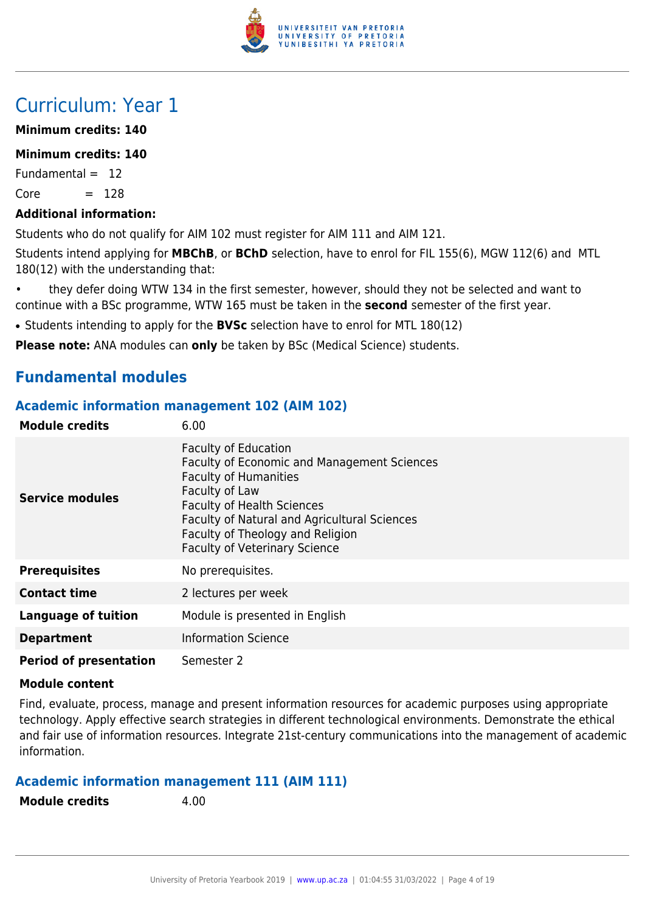# Curriculum: Year 1

**Minimum credits: 140**

**Minimum credits: 140**

Fundamental = 12

Core = 128

**Additional information:**

Students who do not qualify for AIM 102 must register for AIM 111 and AIM 121.

Students intend applying for **MBChB**, or **BChD** selection, have to enrol for FIL 155(6), MGW 112(6) and MTL 180(12) with the understanding that:

- they defer doing WTW 134 in the first semester, however, should they not be selected and want to continue with a BSc programme, WTW 165 must be taken in the **second** semester of the first year.
- Students intending to apply for the **BVSc** selection have to enrol for MTL 180(12)

**Please note:** ANA modules can **only** be taken by BSc (Medical Science) students.

## Fundamental modules

### Academic information management 102 (AIM 102)

| | |
|---|---|
| **Module credits** | 6.00 |
| **Service modules** | Faculty of Education<br>Faculty of Economic and Management Sciences<br>Faculty of Humanities<br>Faculty of Law<br>Faculty of Health Sciences<br>Faculty of Natural and Agricultural Sciences<br>Faculty of Theology and Religion<br>Faculty of Veterinary Science |
| **Prerequisites** | No prerequisites. |
| **Contact time** | 2 lectures per week |
| **Language of tuition** | Module is presented in English |
| **Department** | Information Science |
| **Period of presentation** | Semester 2 |

**Module content**

Find, evaluate, process, manage and present information resources for academic purposes using appropriate technology. Apply effective search strategies in different technological environments. Demonstrate the ethical and fair use of information resources. Integrate 21st-century communications into the management of academic information.

### Academic information management 111 (AIM 111)

| | |
|---|---|
| **Module credits** | 4.00 |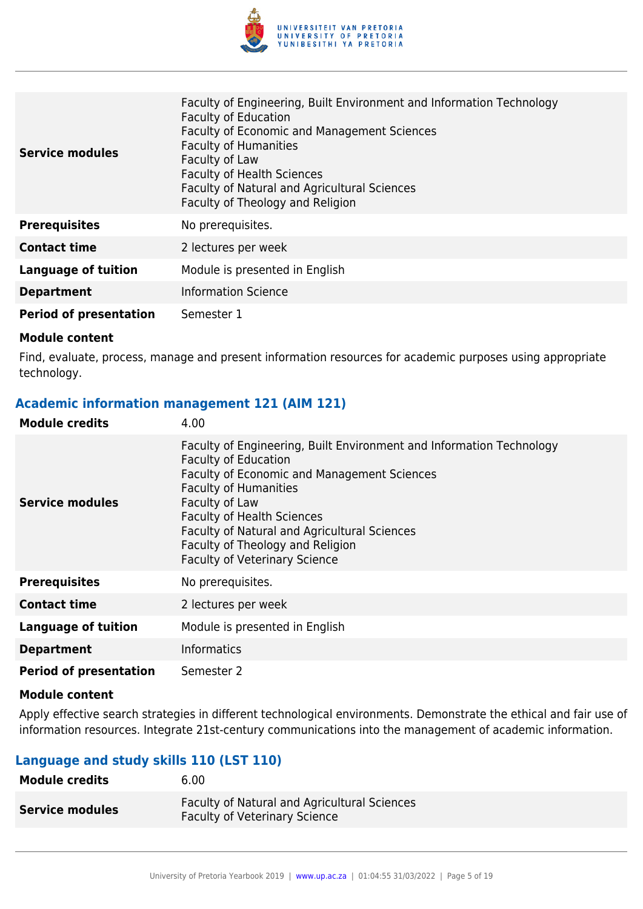| | |
|---|---|
| **Service modules** | Faculty of Engineering, Built Environment and Information Technology<br>Faculty of Education<br>Faculty of Economic and Management Sciences<br>Faculty of Humanities<br>Faculty of Law<br>Faculty of Health Sciences<br>Faculty of Natural and Agricultural Sciences<br>Faculty of Theology and Religion |
| **Prerequisites** | No prerequisites. |
| **Contact time** | 2 lectures per week |
| **Language of tuition** | Module is presented in English |
| **Department** | Information Science |
| **Period of presentation** | Semester 1 |

**Module content**

Find, evaluate, process, manage and present information resources for academic purposes using appropriate technology.

### Academic information management 121 (AIM 121)

| | |
|---|---|
| **Module credits** | 4.00 |
| **Service modules** | Faculty of Engineering, Built Environment and Information Technology<br>Faculty of Education<br>Faculty of Economic and Management Sciences<br>Faculty of Humanities<br>Faculty of Law<br>Faculty of Health Sciences<br>Faculty of Natural and Agricultural Sciences<br>Faculty of Theology and Religion<br>Faculty of Veterinary Science |
| **Prerequisites** | No prerequisites. |
| **Contact time** | 2 lectures per week |
| **Language of tuition** | Module is presented in English |
| **Department** | Informatics |
| **Period of presentation** | Semester 2 |

**Module content**

Apply effective search strategies in different technological environments. Demonstrate the ethical and fair use of information resources. Integrate 21st-century communications into the management of academic information.

### Language and study skills 110 (LST 110)

| | |
|---|---|
| **Module credits** | 6.00 |
| **Service modules** | Faculty of Natural and Agricultural Sciences<br>Faculty of Veterinary Science |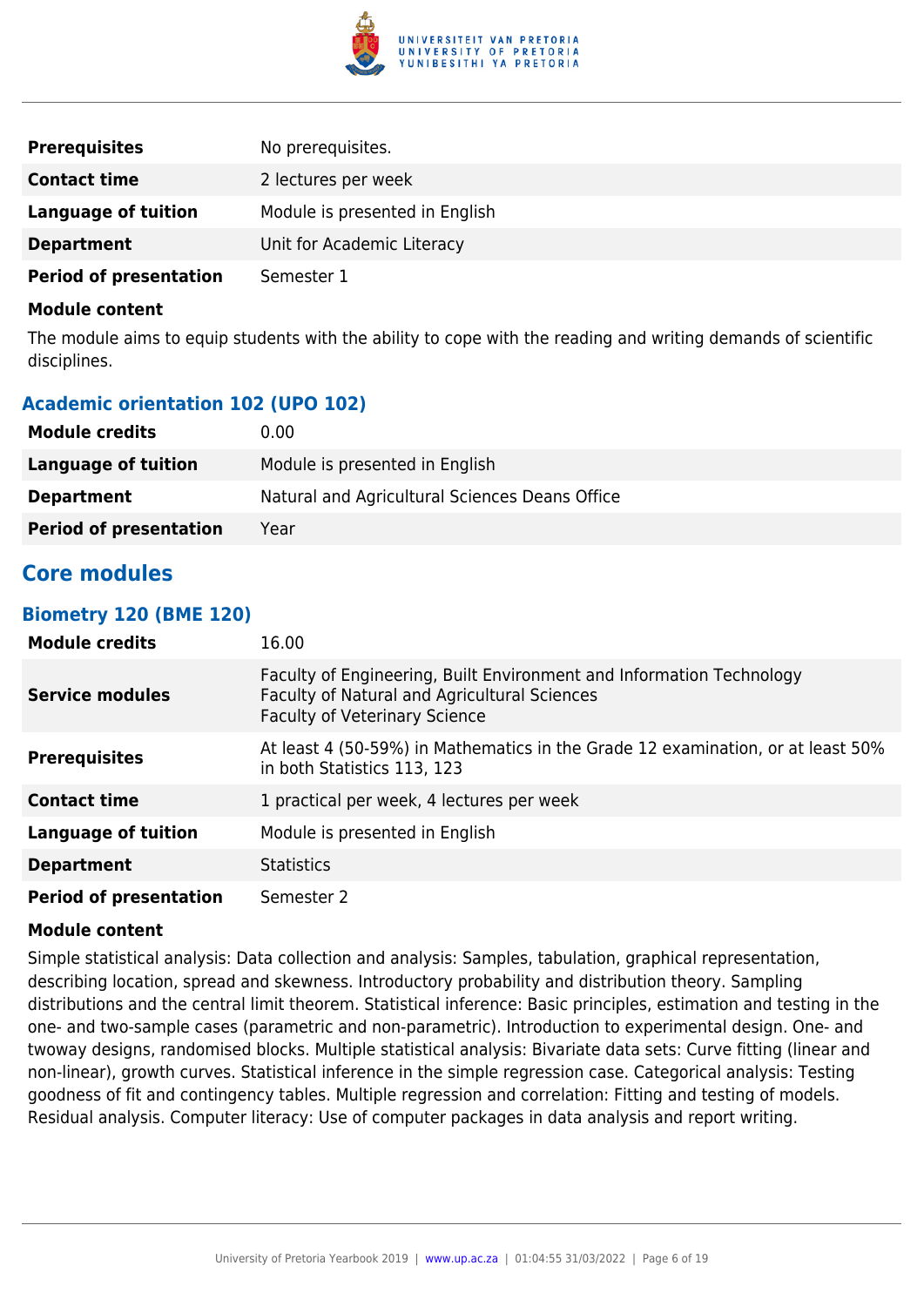| | |
|---|---|
| **Prerequisites** | No prerequisites. |
| **Contact time** | 2 lectures per week |
| **Language of tuition** | Module is presented in English |
| **Department** | Unit for Academic Literacy |
| **Period of presentation** | Semester 1 |

**Module content**

The module aims to equip students with the ability to cope with the reading and writing demands of scientific disciplines.

### Academic orientation 102 (UPO 102)

| | |
|---|---|
| **Module credits** | 0.00 |
| **Language of tuition** | Module is presented in English |
| **Department** | Natural and Agricultural Sciences Deans Office |
| **Period of presentation** | Year |

## Core modules

### Biometry 120 (BME 120)

| | |
|---|---|
| **Module credits** | 16.00 |
| **Service modules** | Faculty of Engineering, Built Environment and Information Technology<br>Faculty of Natural and Agricultural Sciences<br>Faculty of Veterinary Science |
| **Prerequisites** | At least 4 (50-59%) in Mathematics in the Grade 12 examination, or at least 50% in both Statistics 113, 123 |
| **Contact time** | 1 practical per week, 4 lectures per week |
| **Language of tuition** | Module is presented in English |
| **Department** | Statistics |
| **Period of presentation** | Semester 2 |

**Module content**

Simple statistical analysis: Data collection and analysis: Samples, tabulation, graphical representation, describing location, spread and skewness. Introductory probability and distribution theory. Sampling distributions and the central limit theorem. Statistical inference: Basic principles, estimation and testing in the one- and two-sample cases (parametric and non-parametric). Introduction to experimental design. One- and twoway designs, randomised blocks. Multiple statistical analysis: Bivariate data sets: Curve fitting (linear and non-linear), growth curves. Statistical inference in the simple regression case. Categorical analysis: Testing goodness of fit and contingency tables. Multiple regression and correlation: Fitting and testing of models. Residual analysis. Computer literacy: Use of computer packages in data analysis and report writing.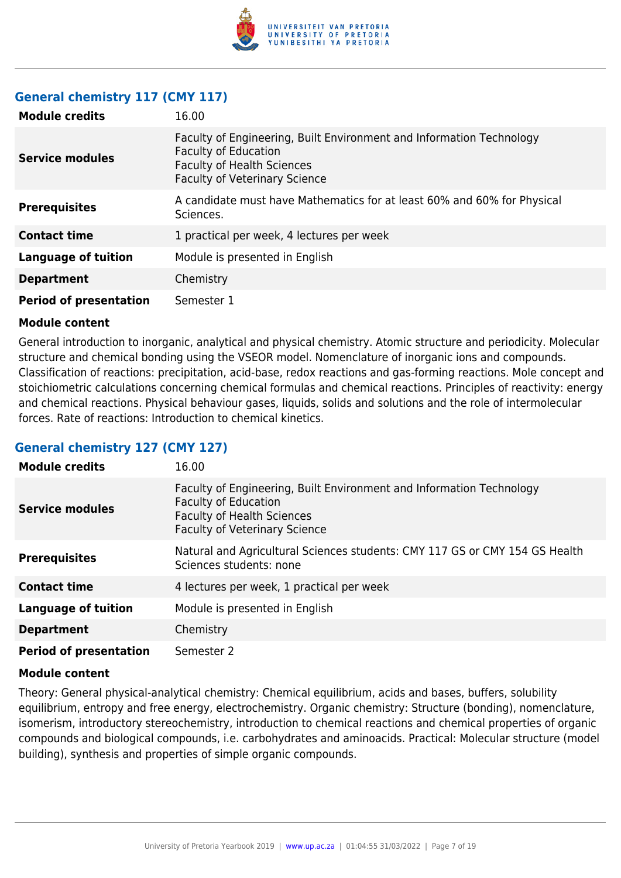### General chemistry 117 (CMY 117)

| | |
|---|---|
| **Module credits** | 16.00 |
| **Service modules** | Faculty of Engineering, Built Environment and Information Technology<br>Faculty of Education<br>Faculty of Health Sciences<br>Faculty of Veterinary Science |
| **Prerequisites** | A candidate must have Mathematics for at least 60% and 60% for Physical Sciences. |
| **Contact time** | 1 practical per week, 4 lectures per week |
| **Language of tuition** | Module is presented in English |
| **Department** | Chemistry |
| **Period of presentation** | Semester 1 |

**Module content**

General introduction to inorganic, analytical and physical chemistry. Atomic structure and periodicity. Molecular structure and chemical bonding using the VSEOR model. Nomenclature of inorganic ions and compounds. Classification of reactions: precipitation, acid-base, redox reactions and gas-forming reactions. Mole concept and stoichiometric calculations concerning chemical formulas and chemical reactions. Principles of reactivity: energy and chemical reactions. Physical behaviour gases, liquids, solids and solutions and the role of intermolecular forces. Rate of reactions: Introduction to chemical kinetics.

### General chemistry 127 (CMY 127)

| | |
|---|---|
| **Module credits** | 16.00 |
| **Service modules** | Faculty of Engineering, Built Environment and Information Technology<br>Faculty of Education<br>Faculty of Health Sciences<br>Faculty of Veterinary Science |
| **Prerequisites** | Natural and Agricultural Sciences students: CMY 117 GS or CMY 154 GS Health Sciences students: none |
| **Contact time** | 4 lectures per week, 1 practical per week |
| **Language of tuition** | Module is presented in English |
| **Department** | Chemistry |
| **Period of presentation** | Semester 2 |

**Module content**

Theory: General physical-analytical chemistry: Chemical equilibrium, acids and bases, buffers, solubility equilibrium, entropy and free energy, electrochemistry. Organic chemistry: Structure (bonding), nomenclature, isomerism, introductory stereochemistry, introduction to chemical reactions and chemical properties of organic compounds and biological compounds, i.e. carbohydrates and aminoacids. Practical: Molecular structure (model building), synthesis and properties of simple organic compounds.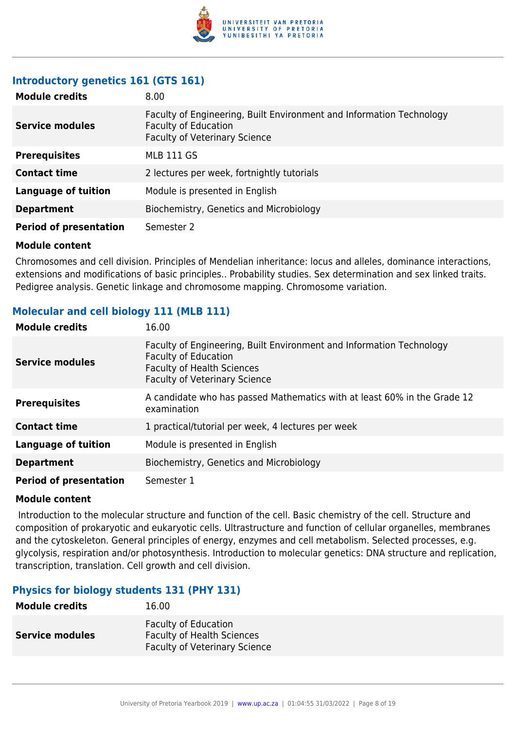### Introductory genetics 161 (GTS 161)

| | |
|---|---|
| **Module credits** | 8.00 |
| **Service modules** | Faculty of Engineering, Built Environment and Information Technology<br>Faculty of Education<br>Faculty of Veterinary Science |
| **Prerequisites** | MLB 111 GS |
| **Contact time** | 2 lectures per week, fortnightly tutorials |
| **Language of tuition** | Module is presented in English |
| **Department** | Biochemistry, Genetics and Microbiology |
| **Period of presentation** | Semester 2 |

**Module content**

Chromosomes and cell division. Principles of Mendelian inheritance: locus and alleles, dominance interactions, extensions and modifications of basic principles.. Probability studies. Sex determination and sex linked traits. Pedigree analysis. Genetic linkage and chromosome mapping. Chromosome variation.

### Molecular and cell biology 111 (MLB 111)

| | |
|---|---|
| **Module credits** | 16.00 |
| **Service modules** | Faculty of Engineering, Built Environment and Information Technology<br>Faculty of Education<br>Faculty of Health Sciences<br>Faculty of Veterinary Science |
| **Prerequisites** | A candidate who has passed Mathematics with at least 60% in the Grade 12 examination |
| **Contact time** | 1 practical/tutorial per week, 4 lectures per week |
| **Language of tuition** | Module is presented in English |
| **Department** | Biochemistry, Genetics and Microbiology |
| **Period of presentation** | Semester 1 |

**Module content**

Introduction to the molecular structure and function of the cell. Basic chemistry of the cell. Structure and composition of prokaryotic and eukaryotic cells. Ultrastructure and function of cellular organelles, membranes and the cytoskeleton. General principles of energy, enzymes and cell metabolism. Selected processes, e.g. glycolysis, respiration and/or photosynthesis. Introduction to molecular genetics: DNA structure and replication, transcription, translation. Cell growth and cell division.

### Physics for biology students 131 (PHY 131)

| | |
|---|---|
| **Module credits** | 16.00 |
| **Service modules** | Faculty of Education<br>Faculty of Health Sciences<br>Faculty of Veterinary Science |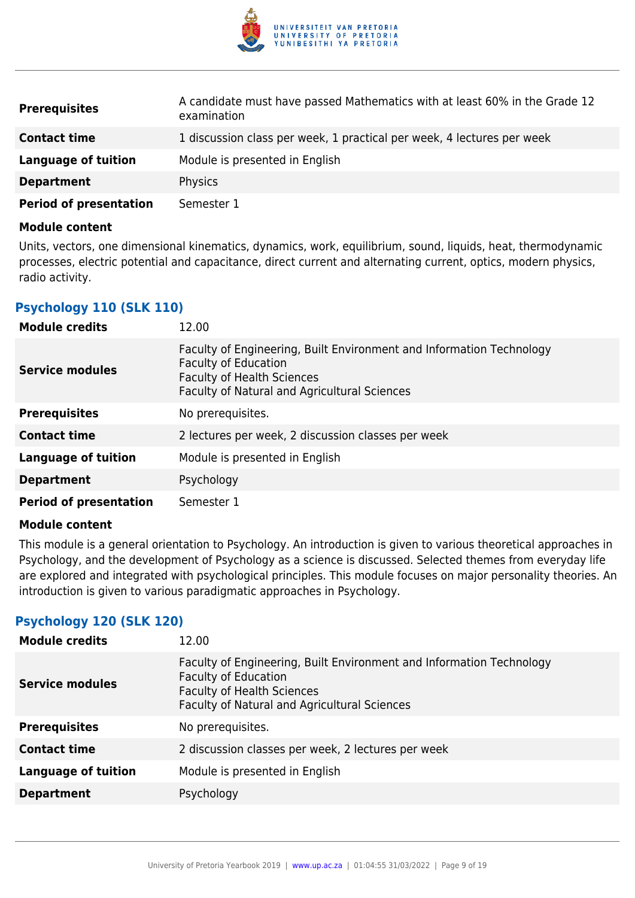| | |
|---|---|
| **Prerequisites** | A candidate must have passed Mathematics with at least 60% in the Grade 12 examination |
| **Contact time** | 1 discussion class per week, 1 practical per week, 4 lectures per week |
| **Language of tuition** | Module is presented in English |
| **Department** | Physics |
| **Period of presentation** | Semester 1 |

**Module content**

Units, vectors, one dimensional kinematics, dynamics, work, equilibrium, sound, liquids, heat, thermodynamic processes, electric potential and capacitance, direct current and alternating current, optics, modern physics, radio activity.

### Psychology 110 (SLK 110)

| | |
|---|---|
| **Module credits** | 12.00 |
| **Service modules** | Faculty of Engineering, Built Environment and Information Technology<br>Faculty of Education<br>Faculty of Health Sciences<br>Faculty of Natural and Agricultural Sciences |
| **Prerequisites** | No prerequisites. |
| **Contact time** | 2 lectures per week, 2 discussion classes per week |
| **Language of tuition** | Module is presented in English |
| **Department** | Psychology |
| **Period of presentation** | Semester 1 |

**Module content**

This module is a general orientation to Psychology. An introduction is given to various theoretical approaches in Psychology, and the development of Psychology as a science is discussed. Selected themes from everyday life are explored and integrated with psychological principles. This module focuses on major personality theories. An introduction is given to various paradigmatic approaches in Psychology.

### Psychology 120 (SLK 120)

| | |
|---|---|
| **Module credits** | 12.00 |
| **Service modules** | Faculty of Engineering, Built Environment and Information Technology<br>Faculty of Education<br>Faculty of Health Sciences<br>Faculty of Natural and Agricultural Sciences |
| **Prerequisites** | No prerequisites. |
| **Contact time** | 2 discussion classes per week, 2 lectures per week |
| **Language of tuition** | Module is presented in English |
| **Department** | Psychology |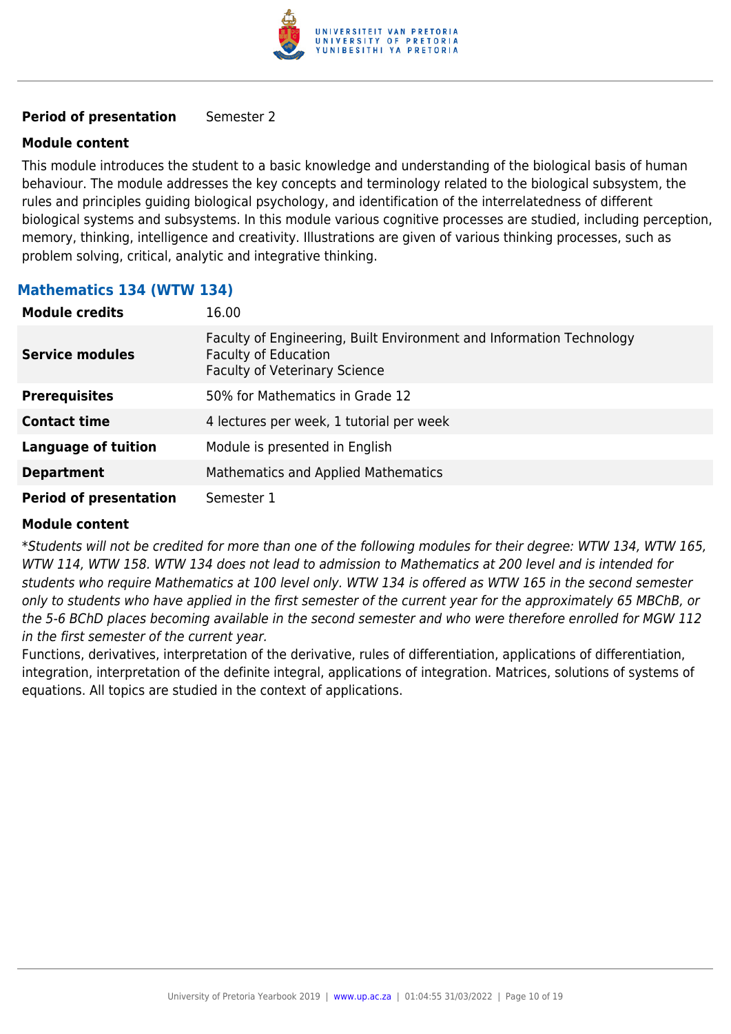| | |
|---|---|
| **Period of presentation** | Semester 2 |

**Module content**

This module introduces the student to a basic knowledge and understanding of the biological basis of human behaviour. The module addresses the key concepts and terminology related to the biological subsystem, the rules and principles guiding biological psychology, and identification of the interrelatedness of different biological systems and subsystems. In this module various cognitive processes are studied, including perception, memory, thinking, intelligence and creativity. Illustrations are given of various thinking processes, such as problem solving, critical, analytic and integrative thinking.

## Mathematics 134 (WTW 134)

| | |
|---|---|
| **Module credits** | 16.00 |
| **Service modules** | Faculty of Engineering, Built Environment and Information Technology<br>Faculty of Education<br>Faculty of Veterinary Science |
| **Prerequisites** | 50% for Mathematics in Grade 12 |
| **Contact time** | 4 lectures per week, 1 tutorial per week |
| **Language of tuition** | Module is presented in English |
| **Department** | Mathematics and Applied Mathematics |
| **Period of presentation** | Semester 1 |

**Module content**

**Students will not be credited for more than one of the following modules for their degree: WTW 134, WTW 165, WTW 114, WTW 158. WTW 134 does not lead to admission to Mathematics at 200 level and is intended for students who require Mathematics at 100 level only. WTW 134 is offered as WTW 165 in the second semester only to students who have applied in the first semester of the current year for the approximately 65 MBChB, or the 5-6 BChD places becoming available in the second semester and who were therefore enrolled for MGW 112 in the first semester of the current year.*

Functions, derivatives, interpretation of the derivative, rules of differentiation, applications of differentiation, integration, interpretation of the definite integral, applications of integration. Matrices, solutions of systems of equations. All topics are studied in the context of applications.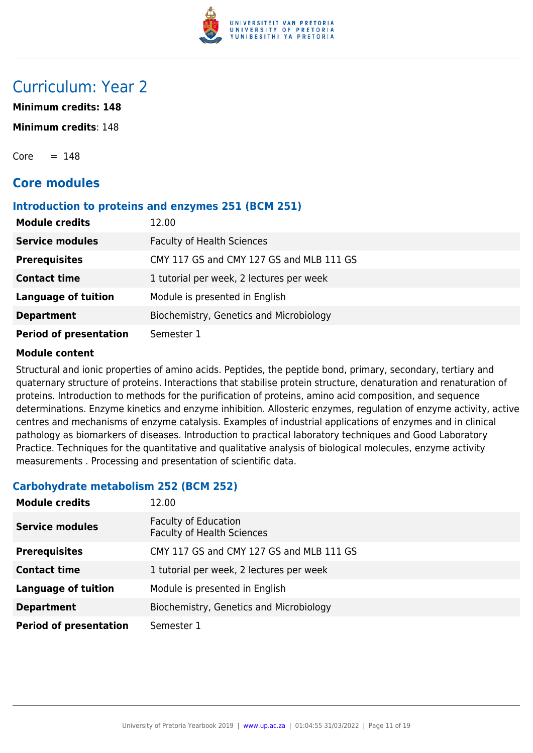# Curriculum: Year 2

**Minimum credits: 148**

**Minimum credits**: 148

Core = 148

## Core modules

### Introduction to proteins and enzymes 251 (BCM 251)

| | |
|---|---|
| **Module credits** | 12.00 |
| **Service modules** | Faculty of Health Sciences |
| **Prerequisites** | CMY 117 GS and CMY 127 GS and MLB 111 GS |
| **Contact time** | 1 tutorial per week, 2 lectures per week |
| **Language of tuition** | Module is presented in English |
| **Department** | Biochemistry, Genetics and Microbiology |
| **Period of presentation** | Semester 1 |

**Module content**

Structural and ionic properties of amino acids. Peptides, the peptide bond, primary, secondary, tertiary and quaternary structure of proteins. Interactions that stabilise protein structure, denaturation and renaturation of proteins. Introduction to methods for the purification of proteins, amino acid composition, and sequence determinations. Enzyme kinetics and enzyme inhibition. Allosteric enzymes, regulation of enzyme activity, active centres and mechanisms of enzyme catalysis. Examples of industrial applications of enzymes and in clinical pathology as biomarkers of diseases. Introduction to practical laboratory techniques and Good Laboratory Practice. Techniques for the quantitative and qualitative analysis of biological molecules, enzyme activity measurements . Processing and presentation of scientific data.

### Carbohydrate metabolism 252 (BCM 252)

| | |
|---|---|
| **Module credits** | 12.00 |
| **Service modules** | Faculty of Education<br>Faculty of Health Sciences |
| **Prerequisites** | CMY 117 GS and CMY 127 GS and MLB 111 GS |
| **Contact time** | 1 tutorial per week, 2 lectures per week |
| **Language of tuition** | Module is presented in English |
| **Department** | Biochemistry, Genetics and Microbiology |
| **Period of presentation** | Semester 1 |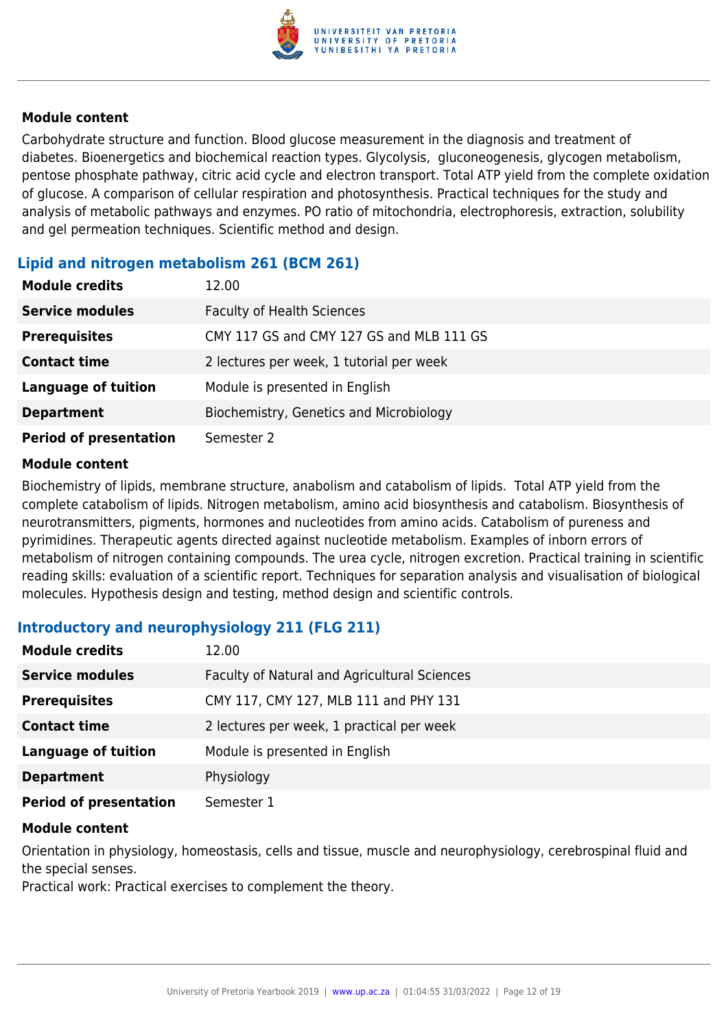#### Module content

Carbohydrate structure and function. Blood glucose measurement in the diagnosis and treatment of diabetes. Bioenergetics and biochemical reaction types. Glycolysis, gluconeogenesis, glycogen metabolism, pentose phosphate pathway, citric acid cycle and electron transport. Total ATP yield from the complete oxidation of glucose. A comparison of cellular respiration and photosynthesis. Practical techniques for the study and analysis of metabolic pathways and enzymes. PO ratio of mitochondria, electrophoresis, extraction, solubility and gel permeation techniques. Scientific method and design.

### Lipid and nitrogen metabolism 261 (BCM 261)

| | |
|---|---|
| **Module credits** | 12.00 |
| **Service modules** | Faculty of Health Sciences |
| **Prerequisites** | CMY 117 GS and CMY 127 GS and MLB 111 GS |
| **Contact time** | 2 lectures per week, 1 tutorial per week |
| **Language of tuition** | Module is presented in English |
| **Department** | Biochemistry, Genetics and Microbiology |
| **Period of presentation** | Semester 2 |

#### Module content

Biochemistry of lipids, membrane structure, anabolism and catabolism of lipids. Total ATP yield from the complete catabolism of lipids. Nitrogen metabolism, amino acid biosynthesis and catabolism. Biosynthesis of neurotransmitters, pigments, hormones and nucleotides from amino acids. Catabolism of pureness and pyrimidines. Therapeutic agents directed against nucleotide metabolism. Examples of inborn errors of metabolism of nitrogen containing compounds. The urea cycle, nitrogen excretion. Practical training in scientific reading skills: evaluation of a scientific report. Techniques for separation analysis and visualisation of biological molecules. Hypothesis design and testing, method design and scientific controls.

### Introductory and neurophysiology 211 (FLG 211)

| | |
|---|---|
| **Module credits** | 12.00 |
| **Service modules** | Faculty of Natural and Agricultural Sciences |
| **Prerequisites** | CMY 117, CMY 127, MLB 111 and PHY 131 |
| **Contact time** | 2 lectures per week, 1 practical per week |
| **Language of tuition** | Module is presented in English |
| **Department** | Physiology |
| **Period of presentation** | Semester 1 |

#### Module content

Orientation in physiology, homeostasis, cells and tissue, muscle and neurophysiology, cerebrospinal fluid and the special senses.
Practical work: Practical exercises to complement the theory.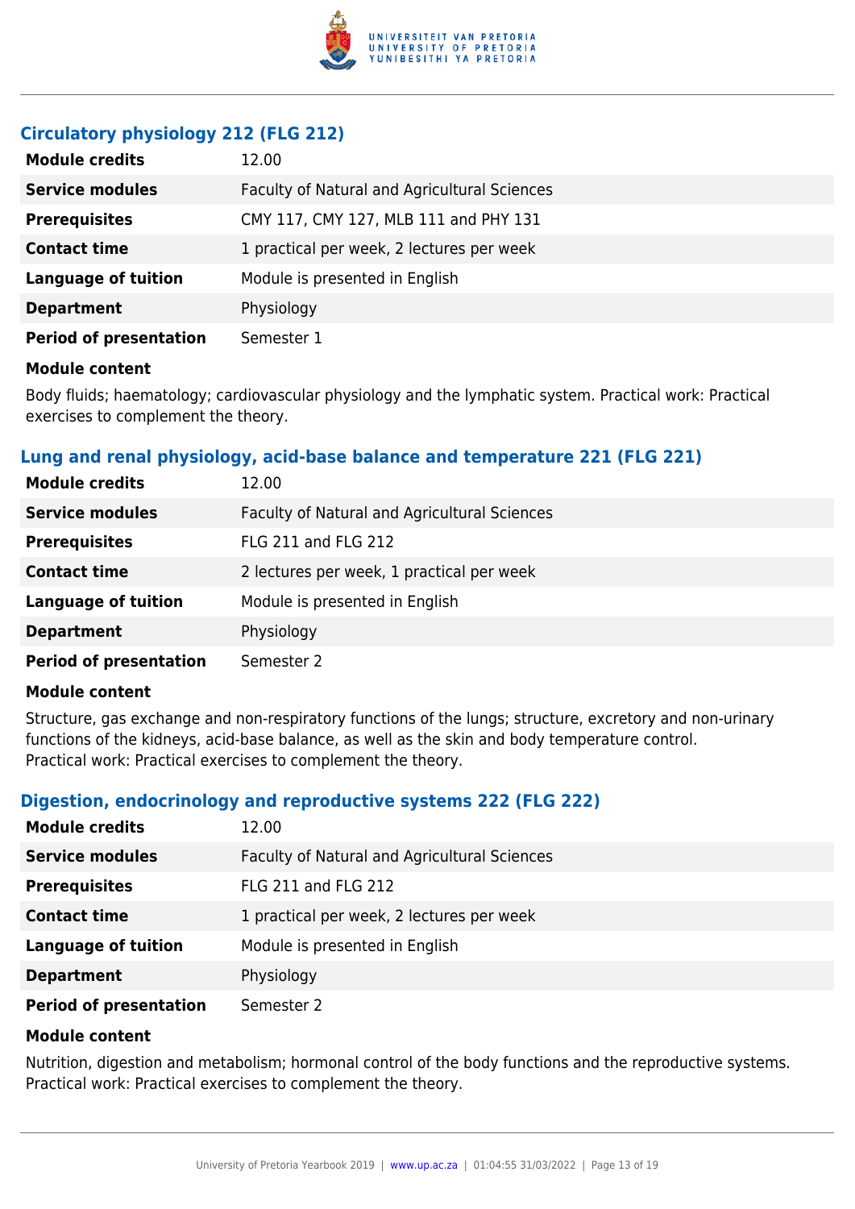### Circulatory physiology 212 (FLG 212)

| | |
|---|---|
| **Module credits** | 12.00 |
| **Service modules** | Faculty of Natural and Agricultural Sciences |
| **Prerequisites** | CMY 117, CMY 127, MLB 111 and PHY 131 |
| **Contact time** | 1 practical per week, 2 lectures per week |
| **Language of tuition** | Module is presented in English |
| **Department** | Physiology |
| **Period of presentation** | Semester 1 |

**Module content**

Body fluids; haematology; cardiovascular physiology and the lymphatic system. Practical work: Practical exercises to complement the theory.

### Lung and renal physiology, acid-base balance and temperature 221 (FLG 221)

| | |
|---|---|
| **Module credits** | 12.00 |
| **Service modules** | Faculty of Natural and Agricultural Sciences |
| **Prerequisites** | FLG 211 and FLG 212 |
| **Contact time** | 2 lectures per week, 1 practical per week |
| **Language of tuition** | Module is presented in English |
| **Department** | Physiology |
| **Period of presentation** | Semester 2 |

**Module content**

Structure, gas exchange and non-respiratory functions of the lungs; structure, excretory and non-urinary functions of the kidneys, acid-base balance, as well as the skin and body temperature control.
Practical work: Practical exercises to complement the theory.

### Digestion, endocrinology and reproductive systems 222 (FLG 222)

| | |
|---|---|
| **Module credits** | 12.00 |
| **Service modules** | Faculty of Natural and Agricultural Sciences |
| **Prerequisites** | FLG 211 and FLG 212 |
| **Contact time** | 1 practical per week, 2 lectures per week |
| **Language of tuition** | Module is presented in English |
| **Department** | Physiology |
| **Period of presentation** | Semester 2 |

**Module content**

Nutrition, digestion and metabolism; hormonal control of the body functions and the reproductive systems. Practical work: Practical exercises to complement the theory.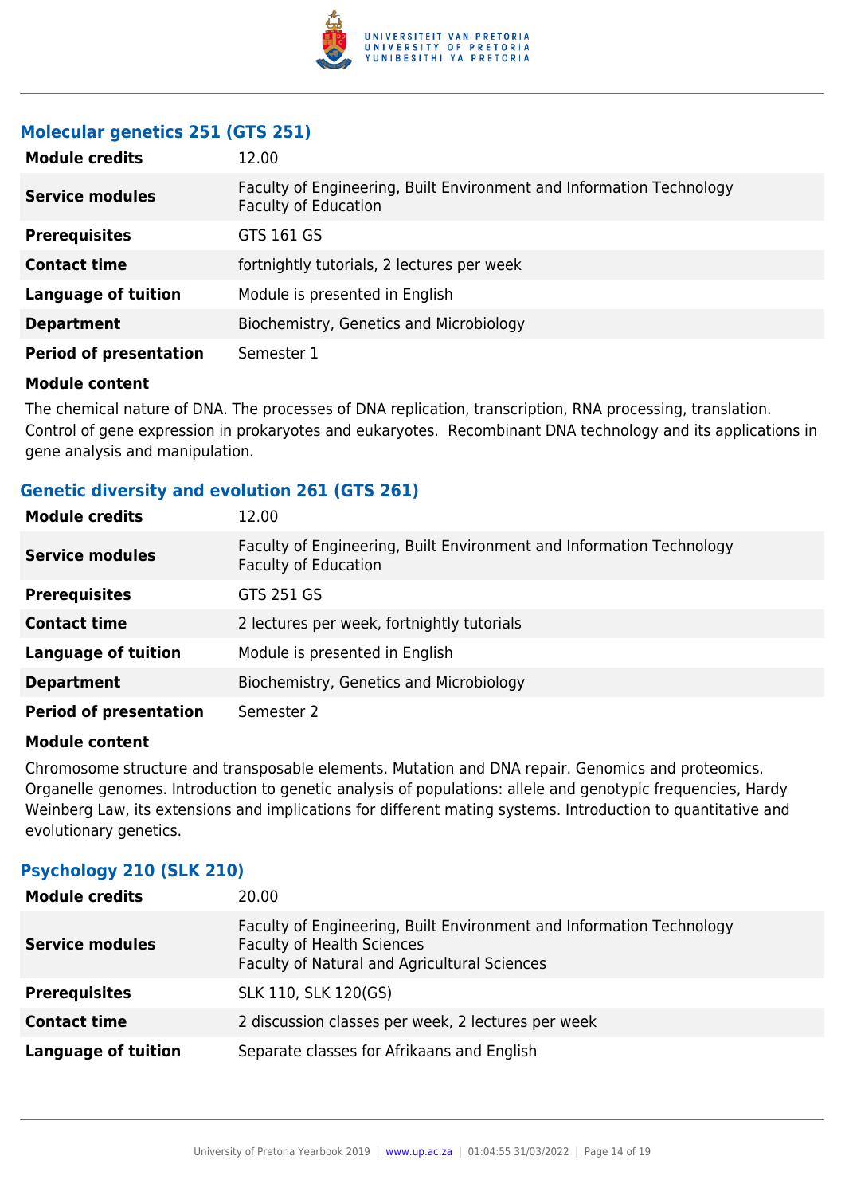### Molecular genetics 251 (GTS 251)

| | |
|---|---|
| **Module credits** | 12.00 |
| **Service modules** | Faculty of Engineering, Built Environment and Information Technology<br>Faculty of Education |
| **Prerequisites** | GTS 161 GS |
| **Contact time** | fortnightly tutorials, 2 lectures per week |
| **Language of tuition** | Module is presented in English |
| **Department** | Biochemistry, Genetics and Microbiology |
| **Period of presentation** | Semester 1 |

**Module content**

The chemical nature of DNA. The processes of DNA replication, transcription, RNA processing, translation. Control of gene expression in prokaryotes and eukaryotes. Recombinant DNA technology and its applications in gene analysis and manipulation.

### Genetic diversity and evolution 261 (GTS 261)

| | |
|---|---|
| **Module credits** | 12.00 |
| **Service modules** | Faculty of Engineering, Built Environment and Information Technology<br>Faculty of Education |
| **Prerequisites** | GTS 251 GS |
| **Contact time** | 2 lectures per week, fortnightly tutorials |
| **Language of tuition** | Module is presented in English |
| **Department** | Biochemistry, Genetics and Microbiology |
| **Period of presentation** | Semester 2 |

**Module content**

Chromosome structure and transposable elements. Mutation and DNA repair. Genomics and proteomics. Organelle genomes. Introduction to genetic analysis of populations: allele and genotypic frequencies, Hardy Weinberg Law, its extensions and implications for different mating systems. Introduction to quantitative and evolutionary genetics.

### Psychology 210 (SLK 210)

| | |
|---|---|
| **Module credits** | 20.00 |
| **Service modules** | Faculty of Engineering, Built Environment and Information Technology<br>Faculty of Health Sciences<br>Faculty of Natural and Agricultural Sciences |
| **Prerequisites** | SLK 110, SLK 120(GS) |
| **Contact time** | 2 discussion classes per week, 2 lectures per week |
| **Language of tuition** | Separate classes for Afrikaans and English |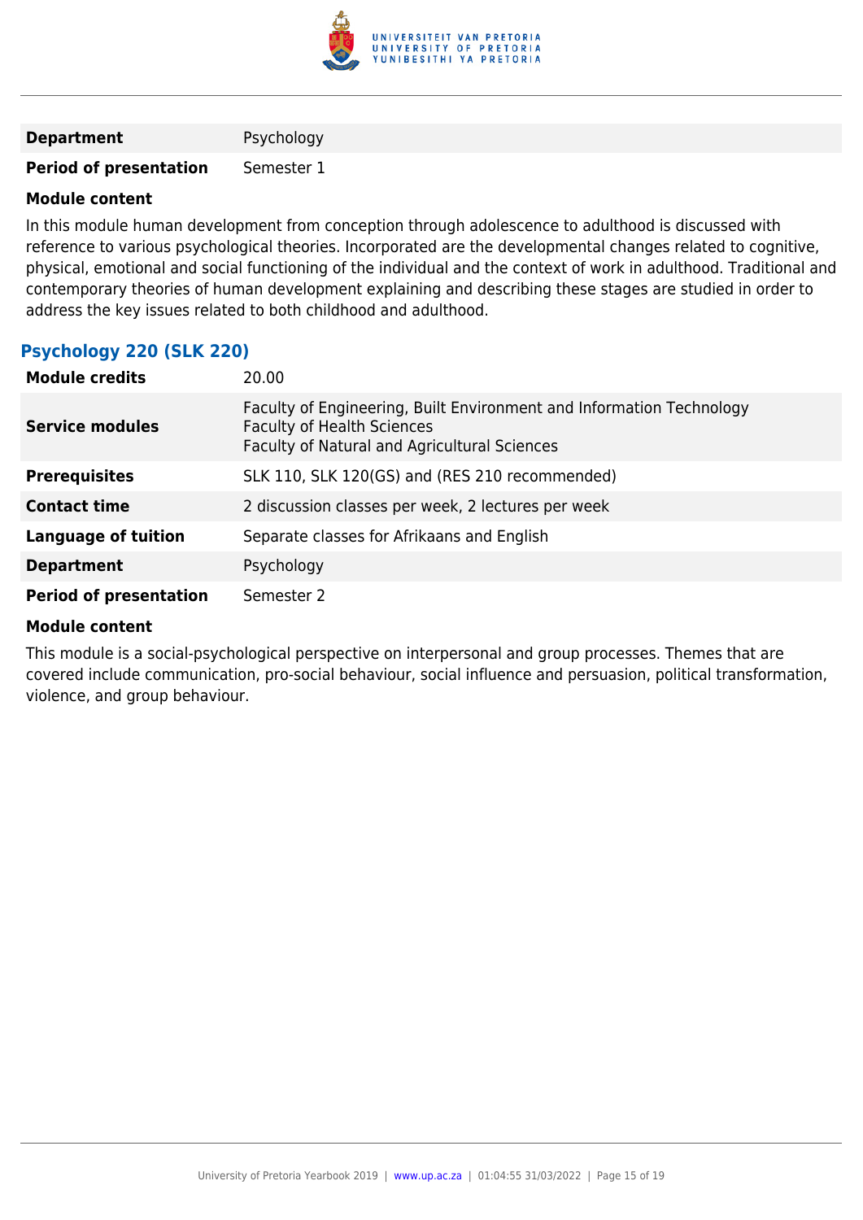| | |
|---|---|
| **Department** | Psychology |
| **Period of presentation** | Semester 1 |

**Module content**

In this module human development from conception through adolescence to adulthood is discussed with reference to various psychological theories. Incorporated are the developmental changes related to cognitive, physical, emotional and social functioning of the individual and the context of work in adulthood. Traditional and contemporary theories of human development explaining and describing these stages are studied in order to address the key issues related to both childhood and adulthood.

### Psychology 220 (SLK 220)

| | |
|---|---|
| **Module credits** | 20.00 |
| **Service modules** | Faculty of Engineering, Built Environment and Information Technology<br>Faculty of Health Sciences<br>Faculty of Natural and Agricultural Sciences |
| **Prerequisites** | SLK 110, SLK 120(GS) and (RES 210 recommended) |
| **Contact time** | 2 discussion classes per week, 2 lectures per week |
| **Language of tuition** | Separate classes for Afrikaans and English |
| **Department** | Psychology |
| **Period of presentation** | Semester 2 |

**Module content**

This module is a social-psychological perspective on interpersonal and group processes. Themes that are covered include communication, pro-social behaviour, social influence and persuasion, political transformation, violence, and group behaviour.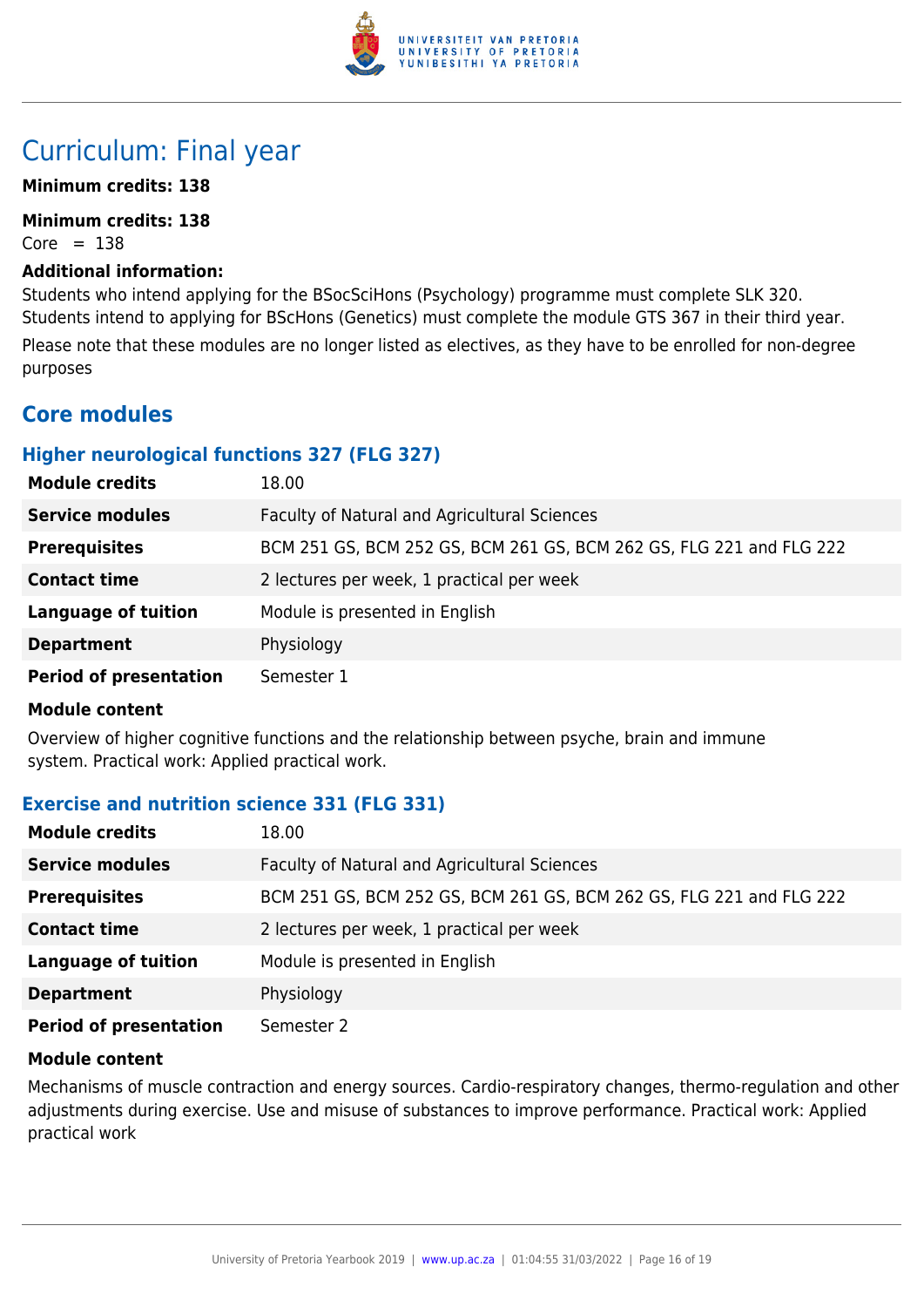# Curriculum: Final year

**Minimum credits: 138**

**Minimum credits: 138**

Core = 138

**Additional information:**

Students who intend applying for the BSocSciHons (Psychology) programme must complete SLK 320. Students intend to applying for BScHons (Genetics) must complete the module GTS 367 in their third year.

Please note that these modules are no longer listed as electives, as they have to be enrolled for non-degree purposes

## Core modules

### Higher neurological functions 327 (FLG 327)

| | |
|---|---|
| **Module credits** | 18.00 |
| **Service modules** | Faculty of Natural and Agricultural Sciences |
| **Prerequisites** | BCM 251 GS, BCM 252 GS, BCM 261 GS, BCM 262 GS, FLG 221 and FLG 222 |
| **Contact time** | 2 lectures per week, 1 practical per week |
| **Language of tuition** | Module is presented in English |
| **Department** | Physiology |
| **Period of presentation** | Semester 1 |

**Module content**

Overview of higher cognitive functions and the relationship between psyche, brain and immune system. Practical work: Applied practical work.

### Exercise and nutrition science 331 (FLG 331)

| | |
|---|---|
| **Module credits** | 18.00 |
| **Service modules** | Faculty of Natural and Agricultural Sciences |
| **Prerequisites** | BCM 251 GS, BCM 252 GS, BCM 261 GS, BCM 262 GS, FLG 221 and FLG 222 |
| **Contact time** | 2 lectures per week, 1 practical per week |
| **Language of tuition** | Module is presented in English |
| **Department** | Physiology |
| **Period of presentation** | Semester 2 |

**Module content**

Mechanisms of muscle contraction and energy sources. Cardio-respiratory changes, thermo-regulation and other adjustments during exercise. Use and misuse of substances to improve performance. Practical work: Applied practical work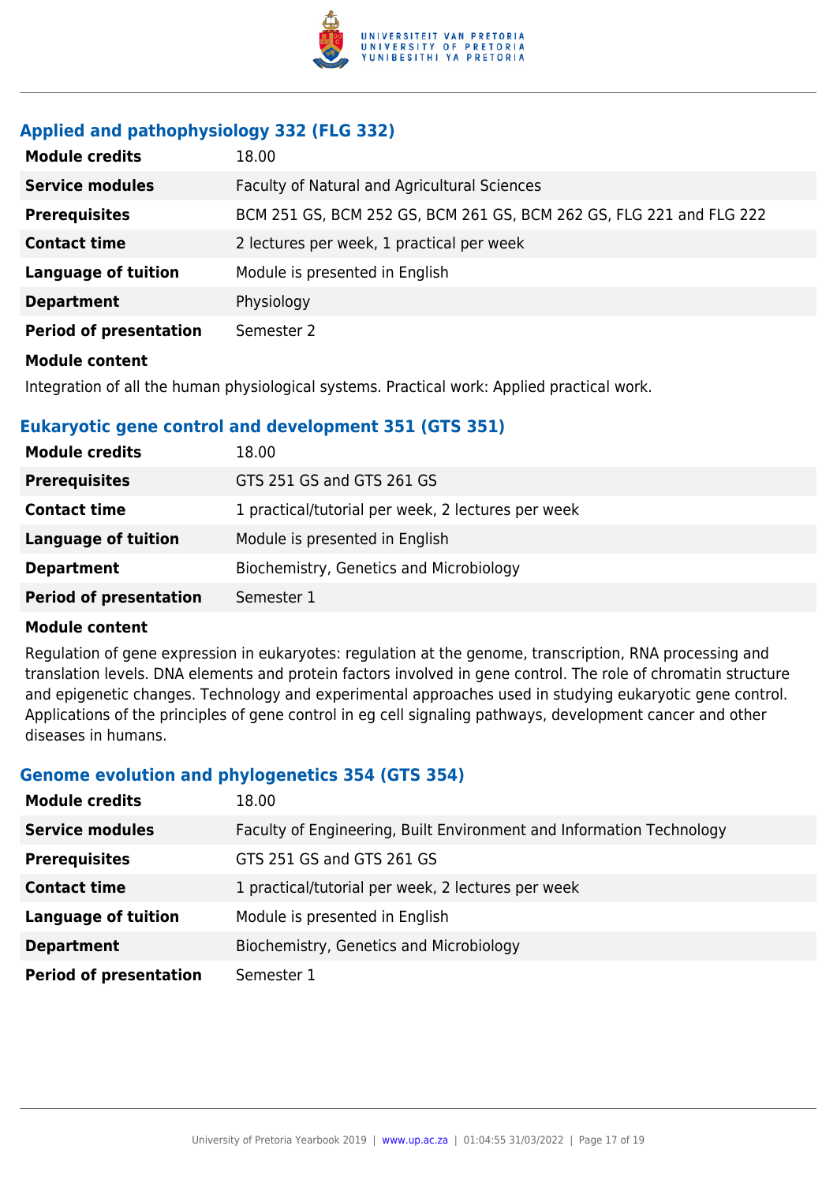### Applied and pathophysiology 332 (FLG 332)

| | |
|---|---|
| **Module credits** | 18.00 |
| **Service modules** | Faculty of Natural and Agricultural Sciences |
| **Prerequisites** | BCM 251 GS, BCM 252 GS, BCM 261 GS, BCM 262 GS, FLG 221 and FLG 222 |
| **Contact time** | 2 lectures per week, 1 practical per week |
| **Language of tuition** | Module is presented in English |
| **Department** | Physiology |
| **Period of presentation** | Semester 2 |

**Module content**

Integration of all the human physiological systems. Practical work: Applied practical work.

### Eukaryotic gene control and development 351 (GTS 351)

| | |
|---|---|
| **Module credits** | 18.00 |
| **Prerequisites** | GTS 251 GS and GTS 261 GS |
| **Contact time** | 1 practical/tutorial per week, 2 lectures per week |
| **Language of tuition** | Module is presented in English |
| **Department** | Biochemistry, Genetics and Microbiology |
| **Period of presentation** | Semester 1 |

**Module content**

Regulation of gene expression in eukaryotes: regulation at the genome, transcription, RNA processing and translation levels. DNA elements and protein factors involved in gene control. The role of chromatin structure and epigenetic changes. Technology and experimental approaches used in studying eukaryotic gene control. Applications of the principles of gene control in eg cell signaling pathways, development cancer and other diseases in humans.

### Genome evolution and phylogenetics 354 (GTS 354)

| | |
|---|---|
| **Module credits** | 18.00 |
| **Service modules** | Faculty of Engineering, Built Environment and Information Technology |
| **Prerequisites** | GTS 251 GS and GTS 261 GS |
| **Contact time** | 1 practical/tutorial per week, 2 lectures per week |
| **Language of tuition** | Module is presented in English |
| **Department** | Biochemistry, Genetics and Microbiology |
| **Period of presentation** | Semester 1 |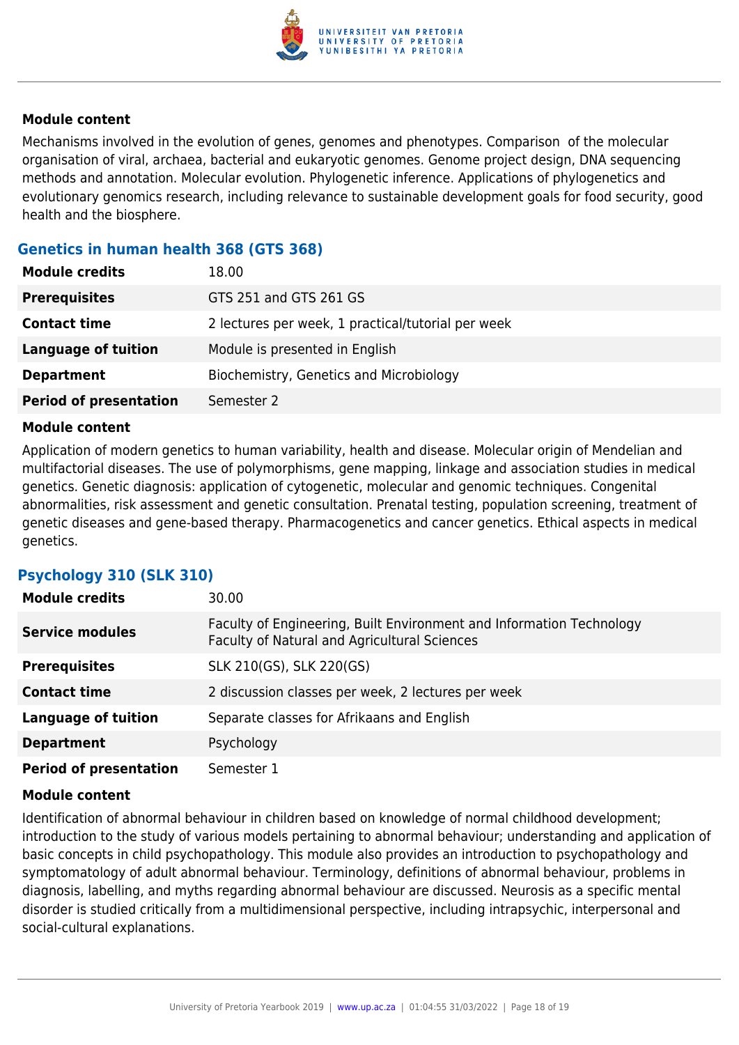#### Module content

Mechanisms involved in the evolution of genes, genomes and phenotypes. Comparison  of the molecular organisation of viral, archaea, bacterial and eukaryotic genomes. Genome project design, DNA sequencing methods and annotation. Molecular evolution. Phylogenetic inference. Applications of phylogenetics and evolutionary genomics research, including relevance to sustainable development goals for food security, good health and the biosphere.

### Genetics in human health 368 (GTS 368)

| | |
|---|---|
| **Module credits** | 18.00 |
| **Prerequisites** | GTS 251 and GTS 261 GS |
| **Contact time** | 2 lectures per week, 1 practical/tutorial per week |
| **Language of tuition** | Module is presented in English |
| **Department** | Biochemistry, Genetics and Microbiology |
| **Period of presentation** | Semester 2 |

#### Module content

Application of modern genetics to human variability, health and disease. Molecular origin of Mendelian and multifactorial diseases. The use of polymorphisms, gene mapping, linkage and association studies in medical genetics. Genetic diagnosis: application of cytogenetic, molecular and genomic techniques. Congenital abnormalities, risk assessment and genetic consultation. Prenatal testing, population screening, treatment of genetic diseases and gene-based therapy. Pharmacogenetics and cancer genetics. Ethical aspects in medical genetics.

### Psychology 310 (SLK 310)

| | |
|---|---|
| **Module credits** | 30.00 |
| **Service modules** | Faculty of Engineering, Built Environment and Information Technology<br>Faculty of Natural and Agricultural Sciences |
| **Prerequisites** | SLK 210(GS), SLK 220(GS) |
| **Contact time** | 2 discussion classes per week, 2 lectures per week |
| **Language of tuition** | Separate classes for Afrikaans and English |
| **Department** | Psychology |
| **Period of presentation** | Semester 1 |

#### Module content

Identification of abnormal behaviour in children based on knowledge of normal childhood development; introduction to the study of various models pertaining to abnormal behaviour; understanding and application of basic concepts in child psychopathology. This module also provides an introduction to psychopathology and symptomatology of adult abnormal behaviour. Terminology, definitions of abnormal behaviour, problems in diagnosis, labelling, and myths regarding abnormal behaviour are discussed. Neurosis as a specific mental disorder is studied critically from a multidimensional perspective, including intrapsychic, interpersonal and social-cultural explanations.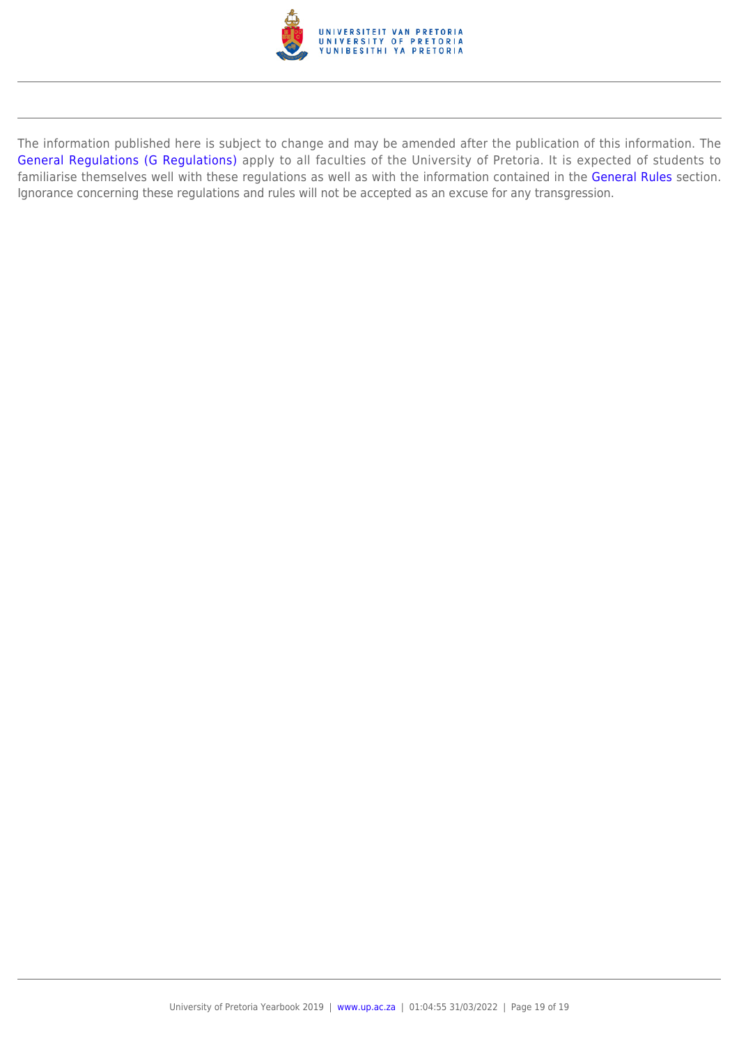The information published here is subject to change and may be amended after the publication of this information. The General Regulations (G Regulations) apply to all faculties of the University of Pretoria. It is expected of students to familiarise themselves well with these regulations as well as with the information contained in the General Rules section. Ignorance concerning these regulations and rules will not be accepted as an excuse for any transgression.